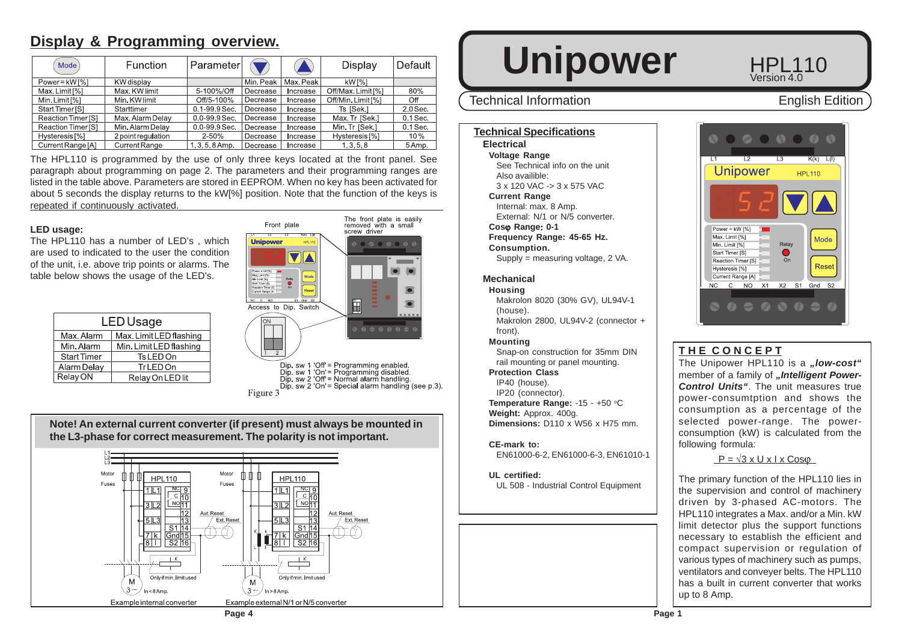## Display & Programming overview.

| Mode | Function | Parameter | ▼ | ▲ | Display | Default |
|---|---|---|---|---|---|---|
| Power = kW [%] | KW display | | Min. Peak | Max. Peak | kW [%] | |
| Max. Limit [%] | Max. KW limit | 5-100%/Off | Decrease | Increase | Off/Max. Limit [%] | 80% |
| Min. Limit [%] | Min. KW limit | Off/5-100% | Decrease | Increase | Off/Min. Limit [%] | Off |
| Start Timer [S] | Starttimer | 0.1-99.9 Sec. | Decrease | Increase | Ts [Sek.] | 2.0 Sec. |
| Reaction Timer [S] | Max. Alarm Delay | 0.0-99.9 Sec. | Decrease | Increase | Max. Tr [Sek.] | 0.1 Sec. |
| Reaction Timer [S] | Min. Alarm Delay | 0.0-99.9 Sec. | Decrease | Increase | Min. Tr [Sek.] | 0.1 Sec. |
| Hysteresis [%] | 2 point regulation | 2-50% | Decrease | Increase | Hysteresis [%] | 10 % |
| Current Range [A] | Current Range | 1, 3, 5, 8 Amp. | Decrease | Increase | 1, 3, 5, 8 | 5 Amp. |

The HPL110 is programmed by the use of only three keys located at the front panel. See paragraph about programming on page 2. The parameters and their programming ranges are listed in the table above. Parameters are stored in EEPROM. When no key has been activated for about 5 seconds the display returns to the kW[%] position. Note that the function of the keys is repeated if continuously activated.

**LED usage:**
The HPL110 has a number of LED's , which are used to indicated to the user the condition of the unit, i.e. above trip points or alarms. The table below shows the usage of the LED's.

| LED Usage | |
|---|---|
| Max. Alarm | Max. Limit LED flashing |
| Min. Alarm | Min. Limit LED flashing |
| Start Timer | Ts LED On |
| Alarm Delay | Tr LED On |
| Relay ON | Relay On LED lit |

Front plate

The front plate is easily removed with a small screw driver

Access to Dip. Switch

Dip. sw 1 'Off' = Programming enabled.
Dip. sw 1 'On' = Programming disabled.
Dip. sw 2 'Off' = Normal alarm handling.
Dip. sw 2 'On' = Special alarm handling (see p.3).

Figure 3

**Note! An external current converter (if present) must always be mounted in the L3-phase for correct measurement. The polarity is not important.**

Example internal converter — Only if min. limit used — In < 8 Amp.

Example external N/1 or N/5 converter — Only if min. limit used — In > 8 Amp.

# Unipower

HPL110
Version 4.0

Technical Information — English Edition

## Technical Specifications

### Electrical

**Voltage Range**
See Technical info on the unit
Also availible:
3 x 120 VAC -> 3 x 575 VAC

**Current Range**
Internal: max. 8 Amp.
External: N/1 or N/5 converter.

**Cosφ Range: 0-1**

**Frequency Range: 45-65 Hz.**

**Consumption.**
Supply = measuring voltage, 2 VA.

### Mechanical

**Housing**
Makrolon 8020 (30% GV), UL94V-1 (house).
Makrolon 2800, UL94V-2 (connector + front).

**Mounting**
Snap-on construction for 35mm DIN rail mounting or panel mounting.

**Protection Class**
IP40 (house).
IP20 (connector).

**Temperature Range:** -15 - +50 °C

**Weight:** Approx. 400g.

**Dimensions:** D110 x W56 x H75 mm.

**CE-mark to:**
EN61000-6-2, EN61000-6-3, EN61010-1

**UL certified:**
UL 508 - Industrial Control Equipment

## THE CONCEPT

The Unipower HPL110 is a ***„low-cost“*** member of a family of ***„Intelligent Power-Control Units“***. The unit measures true power-consumtption and shows the consumption as a percentage of the selected power-range. The power-consumption (kW) is calculated from the following formula:

$$P = \sqrt{3} \times U \times I \times \cos\varphi$$

The primary function of the HPL110 lies in the supervision and control of machinery driven by 3-phased AC-motors. The HPL110 integrates a Max. and/or a Min. kW limit detector plus the support functions necessary to establish the efficient and compact supervision or regulation of various types of machinery such as pumps, ventilators and conveyer belts. The HPL110 has a built in current converter that works up to 8 Amp.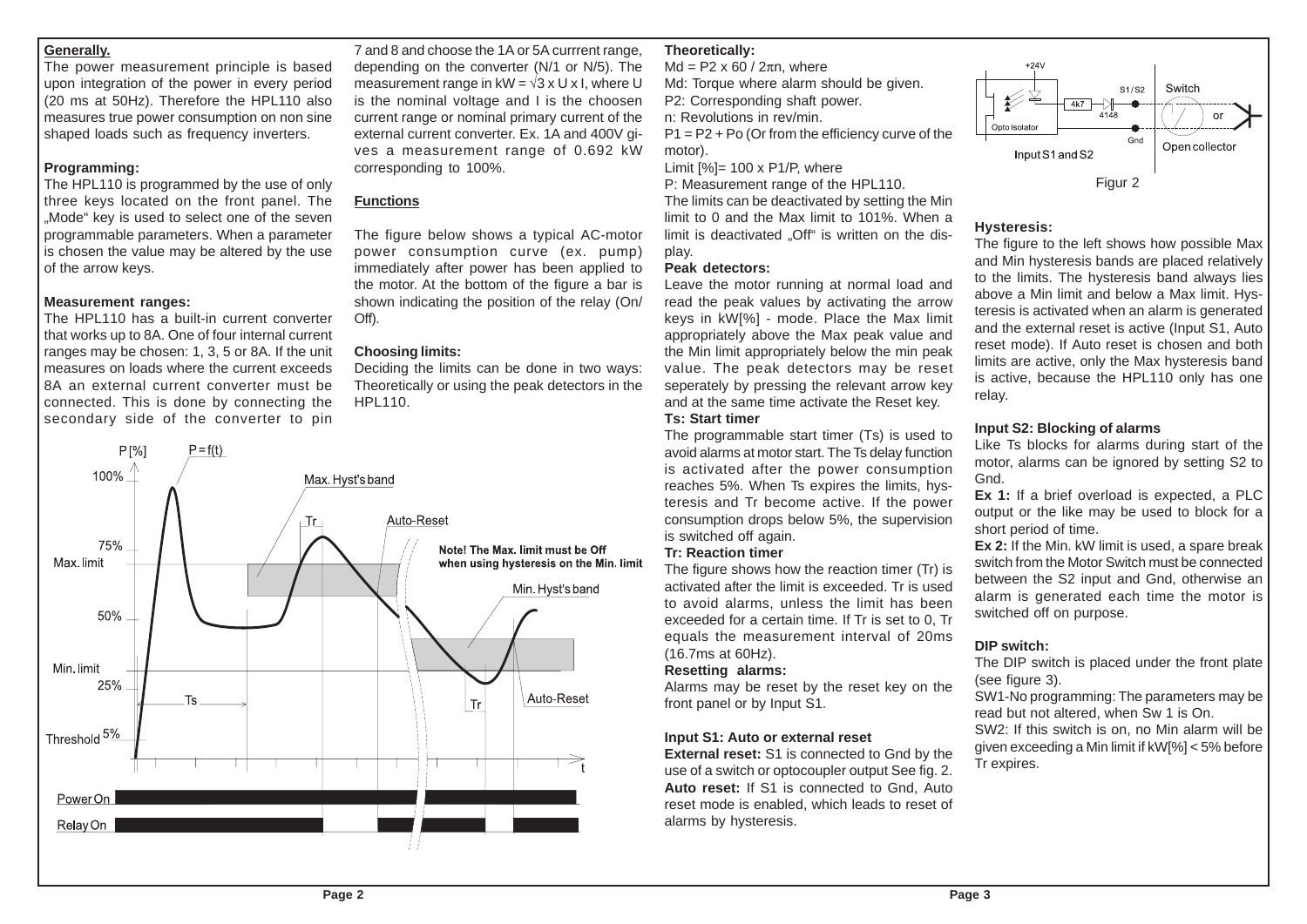## Generally.

The power measurement principle is based upon integration of the power in every period (20 ms at 50Hz). Therefore the HPL110 also measures true power consumption on non sine shaped loads such as frequency inverters.

### Programming:

The HPL110 is programmed by the use of only three keys located on the front panel. The „Mode“ key is used to select one of the seven programmable parameters. When a parameter is chosen the value may be altered by the use of the arrow keys.

### Measurement ranges:

The HPL110 has a built-in current converter that works up to 8A. One of four internal current ranges may be chosen: 1, 3, 5 or 8A. If the unit measures on loads where the current exceeds 8A an external current converter must be connected. This is done by connecting the secondary side of the converter to pin 7 and 8 and choose the 1A or 5A currrent range, depending on the converter (N/1 or N/5). The measurement range in kW = $\sqrt{3}$ x U x I, where U is the nominal voltage and I is the choosen current range or nominal primary current of the external current converter. Ex. 1A and 400V gives a measurement range of 0.692 kW corresponding to 100%.

## Functions

The figure below shows a typical AC-motor power consumption curve (ex. pump) immediately after power has been applied to the motor. At the bottom of the figure a bar is shown indicating the position of the relay (On/Off).

### Choosing limits:

Deciding the limits can be done in two ways: Theoretically or using the peak detectors in the HPL110.

P [%]
P = f(t)
100%
75%
Max. limit
50%
Min. limit
25%
Threshold 5%
Max. Hyst's band
Tr
Auto-Reset
Note! The Max. limit must be Off when using hysteresis on the Min. limit
Min. Hyst's band
Ts
Tr
Auto-Reset
t
Power On
Relay On

### Theoretically:

Md = P2 x 60 / 2$\pi$n, where

Md: Torque where alarm should be given.

P2: Corresponding shaft power.

n: Revolutions in rev/min.

P1 = P2 + Po (Or from the efficiency curve of the motor).

Limit [%]= 100 x P1/P, where

P: Measurement range of the HPL110.

The limits can be deactivated by setting the Min limit to 0 and the Max limit to 101%. When a limit is deactivated „Off“ is written on the display.

### Peak detectors:

Leave the motor running at normal load and read the peak values by activating the arrow keys in kW[%] - mode. Place the Max limit appropriately above the Max peak value and the Min limit appropriately below the min peak value. The peak detectors may be reset seperately by pressing the relevant arrow key and at the same time activate the Reset key.

### Ts: Start timer

The programmable start timer (Ts) is used to avoid alarms at motor start. The Ts delay function is activated after the power consumption reaches 5%. When Ts expires the limits, hysteresis and Tr become active. If the power consumption drops below 5%, the supervision is switched off again.

### Tr: Reaction timer

The figure shows how the reaction timer (Tr) is activated after the limit is exceeded. Tr is used to avoid alarms, unless the limit has been exceeded for a certain time. If Tr is set to 0, Tr equals the measurement interval of 20ms (16.7ms at 60Hz).

### Resetting alarms:

Alarms may be reset by the reset key on the front panel or by Input S1.

### Input S1: Auto or external reset

**External reset:** S1 is connected to Gnd by the use of a switch or optocoupler output See fig. 2.
**Auto reset:** If S1 is connected to Gnd, Auto reset mode is enabled, which leads to reset of alarms by hysteresis.

+24V
Opto Isolator
4k7
4148
S1 / S2
Gnd
Switch
or
Open collector
Input S1 and S2

Figur 2

### Hysteresis:

The figure to the left shows how possible Max and Min hysteresis bands are placed relatively to the limits. The hysteresis band always lies above a Min limit and below a Max limit. Hysteresis is activated when an alarm is generated and the external reset is active (Input S1, Auto reset mode). If Auto reset is chosen and both limits are active, only the Max hysteresis band is active, because the HPL110 only has one relay.

### Input S2: Blocking of alarms

Like Ts blocks for alarms during start of the motor, alarms can be ignored by setting S2 to Gnd.

**Ex 1:** If a brief overload is expected, a PLC output or the like may be used to block for a short period of time.

**Ex 2:** If the Min. kW limit is used, a spare break switch from the Motor Switch must be connected between the S2 input and Gnd, otherwise an alarm is generated each time the motor is switched off on purpose.

### DIP switch:

The DIP switch is placed under the front plate (see figure 3).

SW1-No programming: The parameters may be read but not altered, when Sw 1 is On.

SW2: If this switch is on, no Min alarm will be given exceeding a Min limit if kW[%] < 5% before Tr expires.